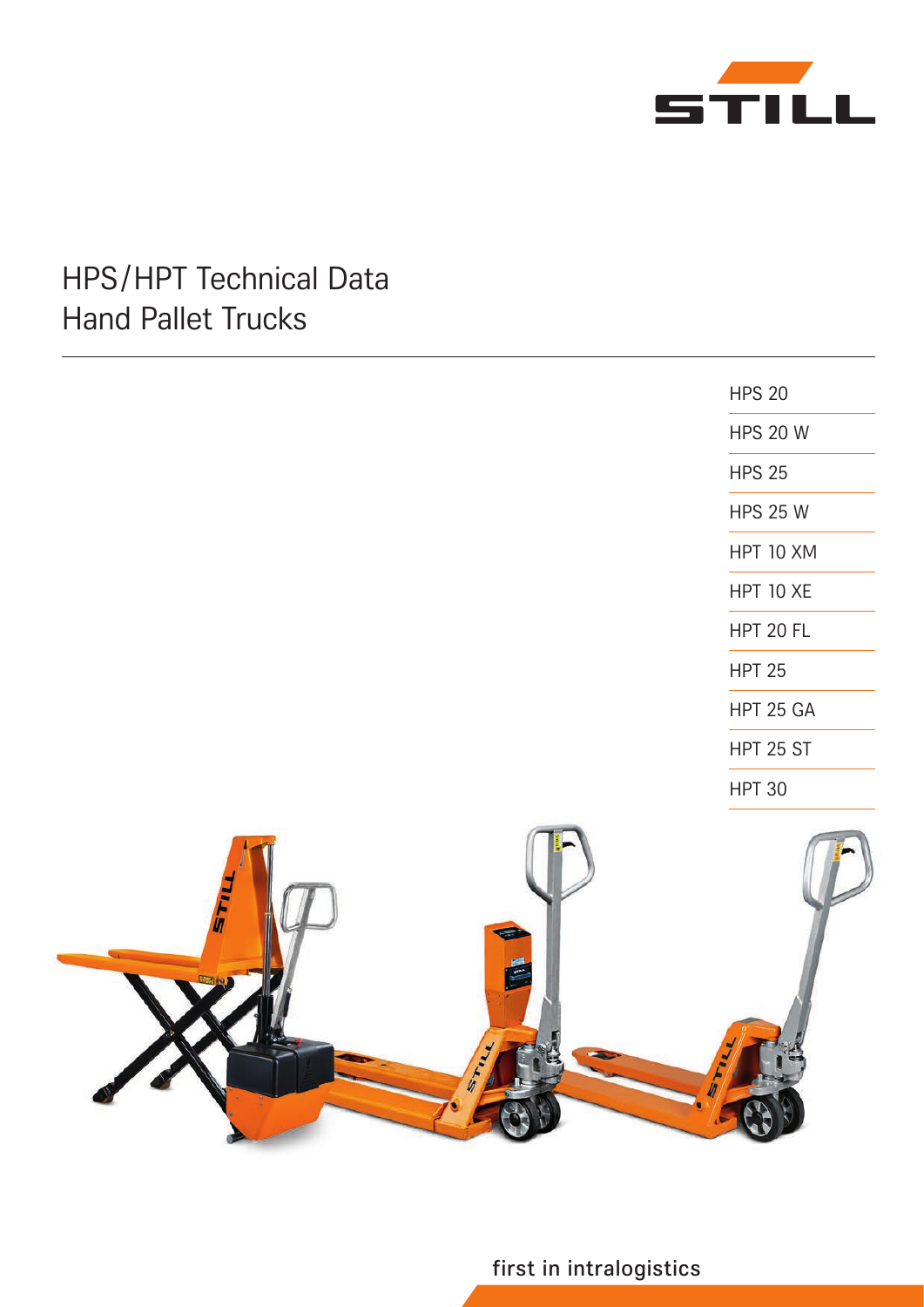STILL

# HPS/HPT Technical Data
# Hand Pallet Trucks

- HPS 20
- HPS 20 W
- HPS 25
- HPS 25 W
- HPT 10 XM
- HPT 10 XE
- HPT 20 FL
- HPT 25
- HPT 25 GA
- HPT 25 ST
- HPT 30

first in intralogistics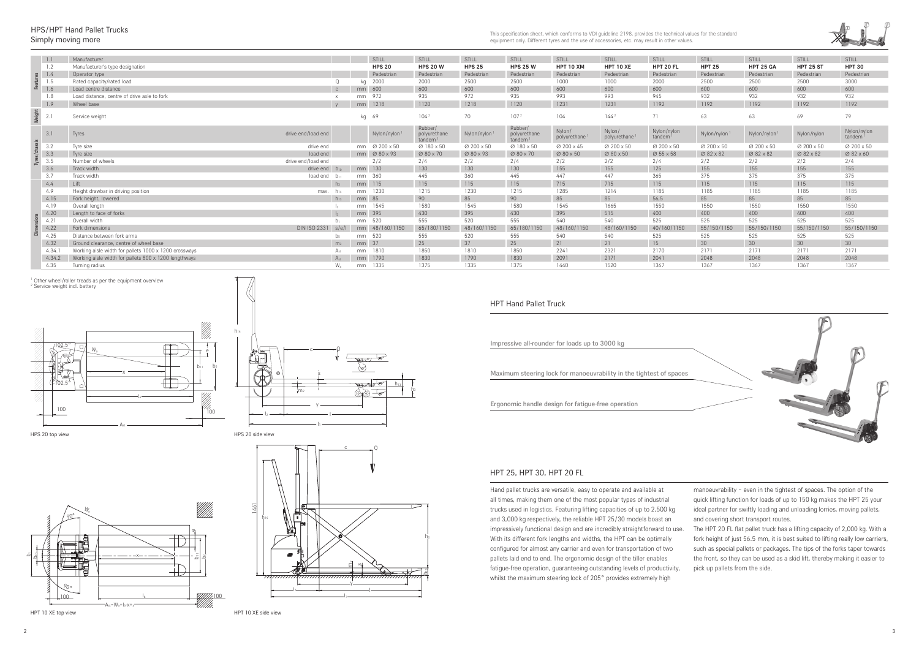# HPS/HPT Hand Pallet Trucks
## Simply moving more

This specification sheet, which conforms to VDI guideline 2198, provides the technical values for the standard equipment only. Different tyres and the use of accessories, etc. may result in other values.

| | | | | | | | | | | | | | | | | | |
|---|---|---|---|---|---|---|---|---|---|---|---|---|---|---|---|---|---|
| Features | 1.1 | Manufacturer | | | | STILL | STILL | STILL | STILL | STILL | STILL | STILL | STILL | STILL | STILL | STILL |
| | 1.2 | Manufacturer's type designation | | | | **HPS 20** | **HPS 20 W** | **HPS 25** | **HPS 25 W** | **HPT 10 XM** | **HPT 10 XE** | **HPT 20 FL** | **HPT 25** | **HPT 25 GA** | **HPT 25 ST** | **HPT 30** |
| | 1.4 | Operator type | | | | Pedestrian | Pedestrian | Pedestrian | Pedestrian | Pedestrian | Pedestrian | Pedestrian | Pedestrian | Pedestrian | Pedestrian | Pedestrian |
| | 1.5 | Rated capacity/rated load | | Q | kg | 2000 | 2000 | 2500 | 2500 | 1000 | 1000 | 2000 | 2500 | 2500 | 2500 | 3000 |
| | 1.6 | Load centre distance | | c | mm | 600 | 600 | 600 | 600 | 600 | 600 | 600 | 600 | 600 | 600 | 600 |
| | 1.8 | Load distance, centre of drive axle to fork | | x | mm | 972 | 935 | 972 | 935 | 993 | 993 | 945 | 932 | 932 | 932 | 932 |
| | 1.9 | Wheel base | | y | mm | 1218 | 1120 | 1218 | 1120 | 1231 | 1231 | 1192 | 1192 | 1192 | 1192 | 1192 |
| Weight | 2.1 | Service weight | | | kg | 69 | 104 [2] | 70 | 107 [2] | 104 | 144 [2] | 71 | 63 | 63 | 69 | 79 |
| Tyres/chassis | 3.1 | Tyres | drive end/load end | | | Nylon/nylon [1] | Rubber/ polyurethane tandem [1] | Nylon/nylon [1] | Rubber/ polyurethane tandem [1] | Nylon/ polyurethane [1] | Nylon/ polyurethane [1] | Nylon/nylon tandem [1] | Nylon/nylon [1] | Nylon/nylon [1] | Nylon/nylon | Nylon/nylon tandem [1] |
| | 3.2 | Tyre size | drive end | | mm | Ø 200 x 50 | Ø 180 x 50 | Ø 200 x 50 | Ø 180 x 50 | Ø 200 x 45 | Ø 200 x 50 | Ø 200 x 50 | Ø 200 x 50 | Ø 200 x 50 | Ø 200 x 50 | Ø 200 x 50 |
| | 3.3 | Tyre size | load end | | mm | Ø 80 x 93 | Ø 80 x 70 | Ø 80 x 93 | Ø 80 x 70 | Ø 80 x 50 | Ø 80 x 50 | Ø 55 x 58 | Ø 82 x 82 | Ø 82 x 82 | Ø 82 x 82 | Ø 82 x 60 |
| | 3.5 | Number of wheels | drive end/load end | | | 2/2 | 2/4 | 2/2 | 2/4 | 2/2 | 2/2 | 2/4 | 2/2 | 2/2 | 2/2 | 2/4 |
| | 3.6 | Track width | drive end | $b_{10}$ | mm | 130 | 130 | 130 | 130 | 155 | 155 | 125 | 155 | 155 | 155 | 155 |
| | 3.7 | Track width | load end | $b_{11}$ | mm | 360 | 445 | 360 | 445 | 447 | 447 | 365 | 375 | 375 | 375 | 375 |
| Dimensions | 4.4 | Lift | | $h_3$ | mm | 115 | 115 | 115 | 115 | 715 | 715 | 115 | 115 | 115 | 115 | 115 |
| | 4.9 | Height drawbar in driving position | max. | $h_{14}$ | mm | 1230 | 1215 | 1230 | 1215 | 1285 | 1214 | 1185 | 1185 | 1185 | 1185 | 1185 |
| | 4.15 | Fork height, lowered | | $h_{13}$ | mm | 85 | 90 | 85 | 90 | 85 | 85 | 56,5 | 85 | 85 | 85 | 85 |
| | 4.19 | Overall length | | $l_1$ | mm | 1545 | 1580 | 1545 | 1580 | 1545 | 1665 | 1550 | 1550 | 1550 | 1550 | 1550 |
| | 4.20 | Length to face of forks | | $l_2$ | mm | 395 | 430 | 395 | 430 | 395 | 515 | 400 | 400 | 400 | 400 | 400 |
| | 4.21 | Overall width | | $b_1$ | mm | 520 | 555 | 520 | 555 | 540 | 540 | 525 | 525 | 525 | 525 | 525 |
| | 4.22 | Fork dimensions | DIN ISO 2331 | s/e/l | mm | 48/160/1150 | 65/180/1150 | 48/160/1150 | 65/180/1150 | 48/160/1150 | 48/160/1150 | 40/160/1150 | 55/150/1150 | 55/150/1150 | 55/150/1150 | 55/150/1150 |
| | 4.25 | Distance between fork arms | | $b_5$ | mm | 520 | 555 | 520 | 555 | 540 | 540 | 525 | 525 | 525 | 525 | 525 |
| | 4.32 | Ground clearance, centre of wheel base | | $m_2$ | mm | 37 | 25 | 37 | 25 | 21 | 21 | 15 | 30 | 30 | 30 | 30 |
| | 4.34.1 | Working aisle width for pallets 1000 x 1200 crossways | | $A_{st}$ | mm | 1810 | 1850 | 1810 | 1850 | 2241 | 2321 | 2170 | 2171 | 2171 | 2171 | 2171 |
| | 4.34.2 | Working aisle width for pallets 800 x 1200 lengthways | | $A_{st}$ | mm | 1790 | 1830 | 1790 | 1830 | 2091 | 2171 | 2041 | 2048 | 2048 | 2048 | 2048 |
| | 4.35 | Turning radius | | $W_a$ | mm | 1335 | 1375 | 1335 | 1375 | 1440 | 1520 | 1367 | 1367 | 1367 | 1367 | 1367 |

[1] Other wheel/roller treads as per the equipment overview
[2] Service weight incl. battery

HPS 20 top view

HPS 20 side view

HPT 10 XE top view

HPT 10 XE side view

## HPT Hand Pallet Truck

Impressive all-rounder for loads up to 3000 kg

Maximum steering lock for manoeuvrability in the tightest of spaces

Ergonomic handle design for fatigue-free operation

## HPT 25, HPT 30, HPT 20 FL

Hand pallet trucks are versatile, easy to operate and available at all times, making them one of the most popular types of industrial trucks used in logistics. Featuring lifting capacities of up to 2,500 kg and 3,000 kg respectively, the reliable HPT 25/30 models boast an impressively functional design and are incredibly straightforward to use. With its different fork lengths and widths, the HPT can be optimally configured for almost any carrier and even for transportation of two pallets laid end to end. The ergonomic design of the tiller enables fatigue-free operation, guaranteeing outstanding levels of productivity, whilst the maximum steering lock of 205° provides extremely high manoeuvrability – even in the tightest of spaces. The option of the quick lifting function for loads of up to 150 kg makes the HPT 25 your ideal partner for swiftly loading and unloading lorries, moving pallets, and covering short transport routes.

The HPT 20 FL flat pallet truck has a lifting capacity of 2,000 kg. With a fork height of just 56.5 mm, it is best suited to lifting really low carriers, such as special pallets or packages. The tips of the forks taper towards the front, so they can be used as a skid lift, thereby making it easier to pick up pallets from the side.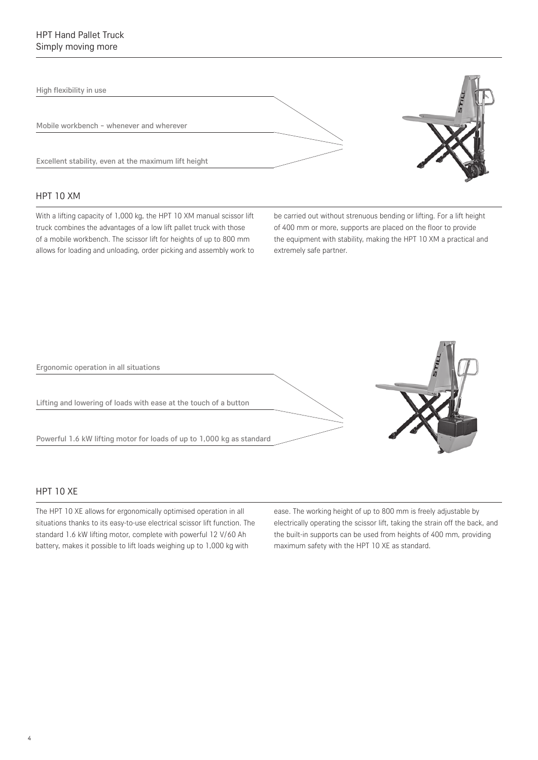High flexibility in use

Mobile workbench – whenever and wherever

Excellent stability, even at the maximum lift height

## HPT 10 XM

With a lifting capacity of 1,000 kg, the HPT 10 XM manual scissor lift truck combines the advantages of a low lift pallet truck with those of a mobile workbench. The scissor lift for heights of up to 800 mm allows for loading and unloading, order picking and assembly work to be carried out without strenuous bending or lifting. For a lift height of 400 mm or more, supports are placed on the floor to provide the equipment with stability, making the HPT 10 XM a practical and extremely safe partner.

Ergonomic operation in all situations

Lifting and lowering of loads with ease at the touch of a button

Powerful 1.6 kW lifting motor for loads of up to 1,000 kg as standard

## HPT 10 XE

The HPT 10 XE allows for ergonomically optimised operation in all situations thanks to its easy-to-use electrical scissor lift function. The standard 1.6 kW lifting motor, complete with powerful 12 V/60 Ah battery, makes it possible to lift loads weighing up to 1,000 kg with ease. The working height of up to 800 mm is freely adjustable by electrically operating the scissor lift, taking the strain off the back, and the built-in supports can be used from heights of 400 mm, providing maximum safety with the HPT 10 XE as standard.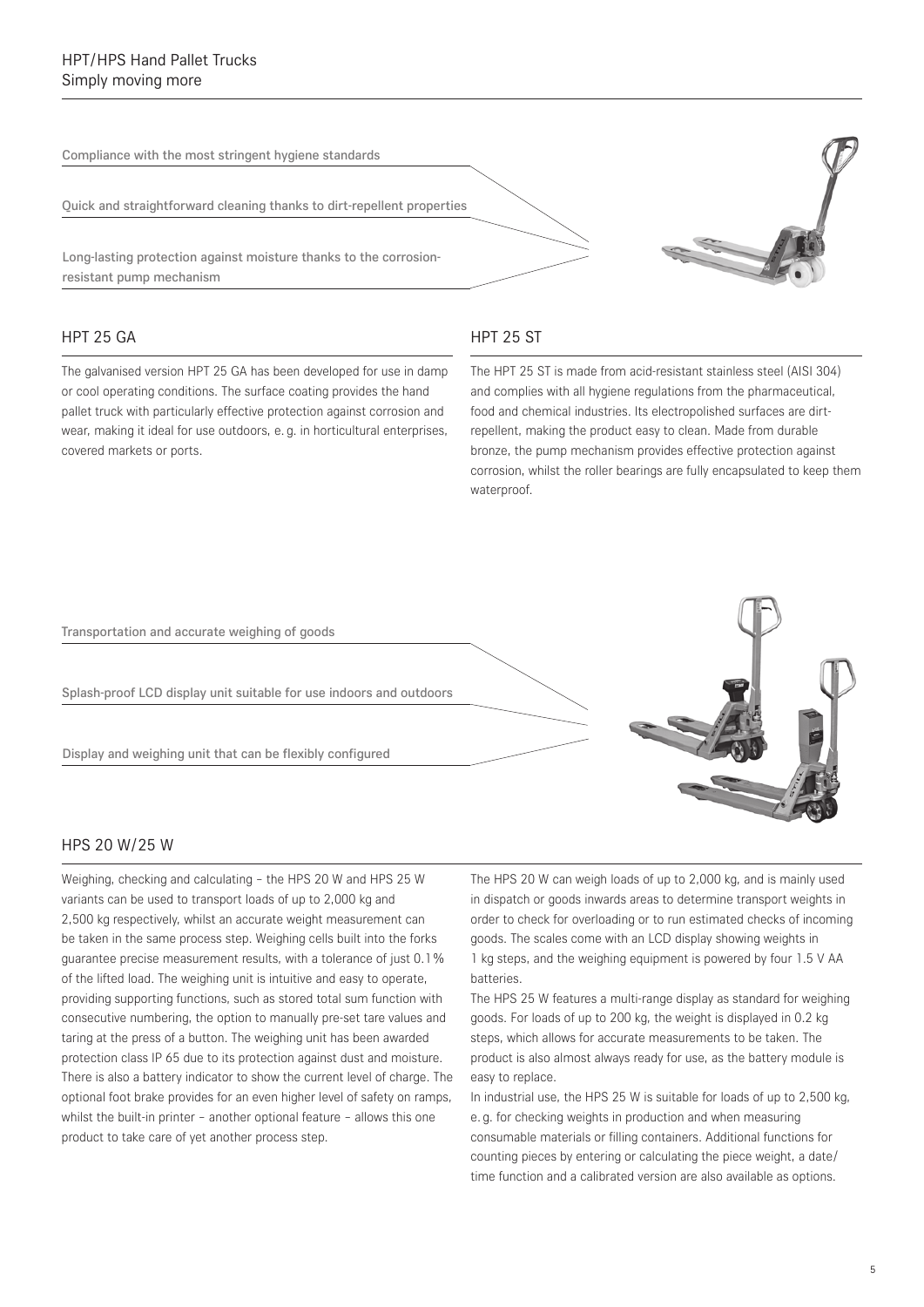Compliance with the most stringent hygiene standards

Quick and straightforward cleaning thanks to dirt-repellent properties

Long-lasting protection against moisture thanks to the corrosion-resistant pump mechanism

## HPT 25 GA

The galvanised version HPT 25 GA has been developed for use in damp or cool operating conditions. The surface coating provides the hand pallet truck with particularly effective protection against corrosion and wear, making it ideal for use outdoors, e. g. in horticultural enterprises, covered markets or ports.

## HPT 25 ST

The HPT 25 ST is made from acid-resistant stainless steel (AISI 304) and complies with all hygiene regulations from the pharmaceutical, food and chemical industries. Its electropolished surfaces are dirt-repellent, making the product easy to clean. Made from durable bronze, the pump mechanism provides effective protection against corrosion, whilst the roller bearings are fully encapsulated to keep them waterproof.

Transportation and accurate weighing of goods

Splash-proof LCD display unit suitable for use indoors and outdoors

Display and weighing unit that can be flexibly configured

## HPS 20 W/25 W

Weighing, checking and calculating – the HPS 20 W and HPS 25 W variants can be used to transport loads of up to 2,000 kg and 2,500 kg respectively, whilst an accurate weight measurement can be taken in the same process step. Weighing cells built into the forks guarantee precise measurement results, with a tolerance of just 0.1% of the lifted load. The weighing unit is intuitive and easy to operate, providing supporting functions, such as stored total sum function with consecutive numbering, the option to manually pre-set tare values and taring at the press of a button. The weighing unit has been awarded protection class IP 65 due to its protection against dust and moisture. There is also a battery indicator to show the current level of charge. The optional foot brake provides for an even higher level of safety on ramps, whilst the built-in printer – another optional feature – allows this one product to take care of yet another process step.

The HPS 20 W can weigh loads of up to 2,000 kg, and is mainly used in dispatch or goods inwards areas to determine transport weights in order to check for overloading or to run estimated checks of incoming goods. The scales come with an LCD display showing weights in 1 kg steps, and the weighing equipment is powered by four 1.5 V AA batteries.

The HPS 25 W features a multi-range display as standard for weighing goods. For loads of up to 200 kg, the weight is displayed in 0.2 kg steps, which allows for accurate measurements to be taken. The product is also almost always ready for use, as the battery module is easy to replace.

In industrial use, the HPS 25 W is suitable for loads of up to 2,500 kg, e. g. for checking weights in production and when measuring consumable materials or filling containers. Additional functions for counting pieces by entering or calculating the piece weight, a date/time function and a calibrated version are also available as options.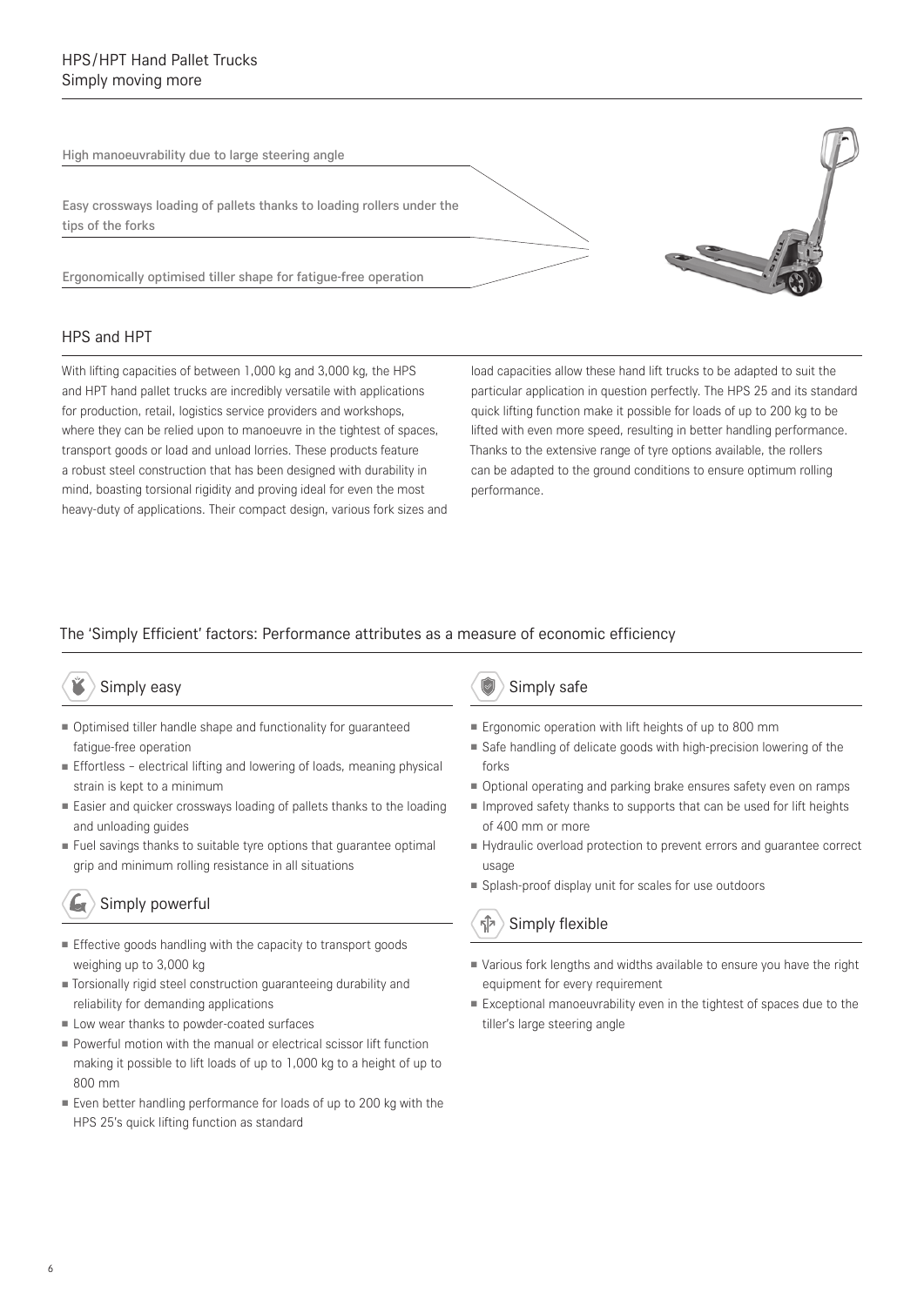# HPS/HPT Hand Pallet Trucks
Simply moving more

High manoeuvrability due to large steering angle

Easy crossways loading of pallets thanks to loading rollers under the tips of the forks

Ergonomically optimised tiller shape for fatigue-free operation

## HPS and HPT

With lifting capacities of between 1,000 kg and 3,000 kg, the HPS and HPT hand pallet trucks are incredibly versatile with applications for production, retail, logistics service providers and workshops, where they can be relied upon to manoeuvre in the tightest of spaces, transport goods or load and unload lorries. These products feature a robust steel construction that has been designed with durability in mind, boasting torsional rigidity and proving ideal for even the most heavy-duty of applications. Their compact design, various fork sizes and load capacities allow these hand lift trucks to be adapted to suit the particular application in question perfectly. The HPS 25 and its standard quick lifting function make it possible for loads of up to 200 kg to be lifted with even more speed, resulting in better handling performance. Thanks to the extensive range of tyre options available, the rollers can be adapted to the ground conditions to ensure optimum rolling performance.

## The 'Simply Efficient' factors: Performance attributes as a measure of economic efficiency

### Simply easy

- Optimised tiller handle shape and functionality for guaranteed fatigue-free operation
- Effortless – electrical lifting and lowering of loads, meaning physical strain is kept to a minimum
- Easier and quicker crossways loading of pallets thanks to the loading and unloading guides
- Fuel savings thanks to suitable tyre options that guarantee optimal grip and minimum rolling resistance in all situations

### Simply powerful

- Effective goods handling with the capacity to transport goods weighing up to 3,000 kg
- Torsionally rigid steel construction guaranteeing durability and reliability for demanding applications
- Low wear thanks to powder-coated surfaces
- Powerful motion with the manual or electrical scissor lift function making it possible to lift loads of up to 1,000 kg to a height of up to 800 mm
- Even better handling performance for loads of up to 200 kg with the HPS 25's quick lifting function as standard

### Simply safe

- Ergonomic operation with lift heights of up to 800 mm
- Safe handling of delicate goods with high-precision lowering of the forks
- Optional operating and parking brake ensures safety even on ramps
- Improved safety thanks to supports that can be used for lift heights of 400 mm or more
- Hydraulic overload protection to prevent errors and guarantee correct usage
- Splash-proof display unit for scales for use outdoors

### Simply flexible

- Various fork lengths and widths available to ensure you have the right equipment for every requirement
- Exceptional manoeuvrability even in the tightest of spaces due to the tiller's large steering angle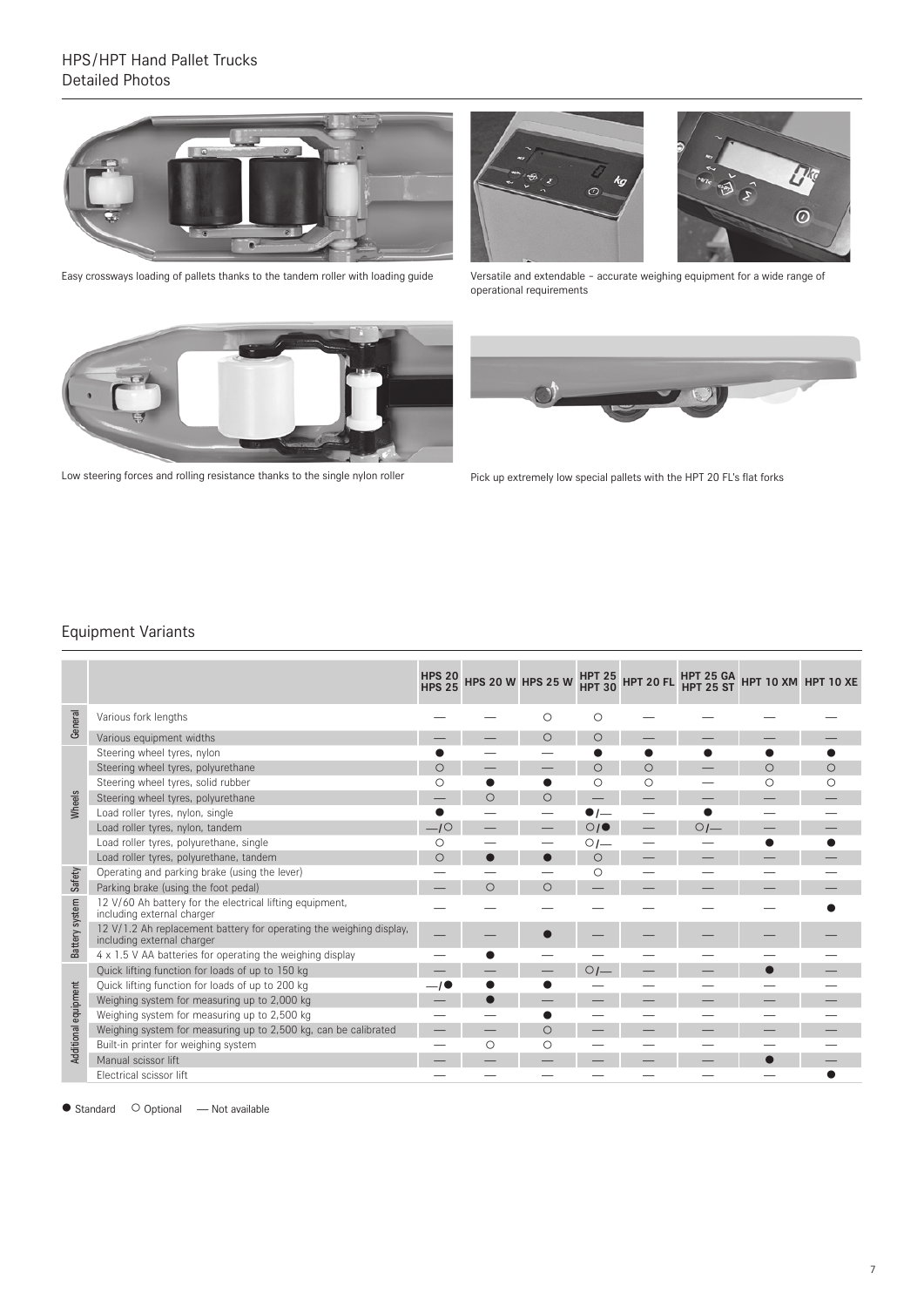## HPS/HPT Hand Pallet Trucks
### Detailed Photos

Easy crossways loading of pallets thanks to the tandem roller with loading guide

Versatile and extendable – accurate weighing equipment for a wide range of operational requirements

Low steering forces and rolling resistance thanks to the single nylon roller

Pick up extremely low special pallets with the HPT 20 FL's flat forks

## Equipment Variants

| | | HPS 20 HPS 25 | HPS 20 W | HPS 25 W | HPT 25 HPT 30 | HPT 20 FL | HPT 25 GA HPT 25 ST | HPT 10 XM | HPT 10 XE |
|---|---|---|---|---|---|---|---|---|---|
| General | Various fork lengths | — | — | ○ | ○ | — | — | — | — |
| | Various equipment widths | — | — | ○ | ○ | — | — | — | — |
| Wheels | Steering wheel tyres, nylon | ● | — | — | ● | ● | ● | ● | ● |
| | Steering wheel tyres, polyurethane | ○ | — | — | ○ | ○ | — | ○ | ○ |
| | Steering wheel tyres, solid rubber | ○ | ● | ● | ○ | ○ | — | ○ | ○ |
| | Steering wheel tyres, polyurethane | — | ○ | ○ | — | — | — | — | — |
| | Load roller tyres, nylon, single | ● | — | — | ●/— | — | ● | — | — |
| | Load roller tyres, nylon, tandem | —/○ | — | — | ○/● | — | ○/— | — | — |
| | Load roller tyres, polyurethane, single | ○ | — | — | ○/— | — | — | ● | ● |
| | Load roller tyres, polyurethane, tandem | ○ | ● | ● | ○ | — | — | — | — |
| Safety | Operating and parking brake (using the lever) | — | — | — | ○ | — | — | — | — |
| | Parking brake (using the foot pedal) | — | ○ | ○ | — | — | — | — | — |
| Battery system | 12 V/60 Ah battery for the electrical lifting equipment, including external charger | — | — | — | — | — | — | — | ● |
| | 12 V/1.2 Ah replacement battery for operating the weighing display, including external charger | — | — | ● | — | — | — | — | — |
| | 4 x 1.5 V AA batteries for operating the weighing display | — | ● | — | — | — | — | — | — |
| Additional equipment | Quick lifting function for loads of up to 150 kg | — | — | — | ○/— | — | — | ● | — |
| | Quick lifting function for loads of up to 200 kg | —/● | ● | ● | — | — | — | — | — |
| | Weighing system for measuring up to 2,000 kg | — | ● | — | — | — | — | — | — |
| | Weighing system for measuring up to 2,500 kg | — | — | ● | — | — | — | — | — |
| | Weighing system for measuring up to 2,500 kg, can be calibrated | — | — | ○ | — | — | — | — | — |
| | Built-in printer for weighing system | — | ○ | ○ | — | — | — | — | — |
| | Manual scissor lift | — | — | — | — | — | — | ● | — |
| | Electrical scissor lift | — | — | — | — | — | — | — | ● |

● Standard ○ Optional — Not available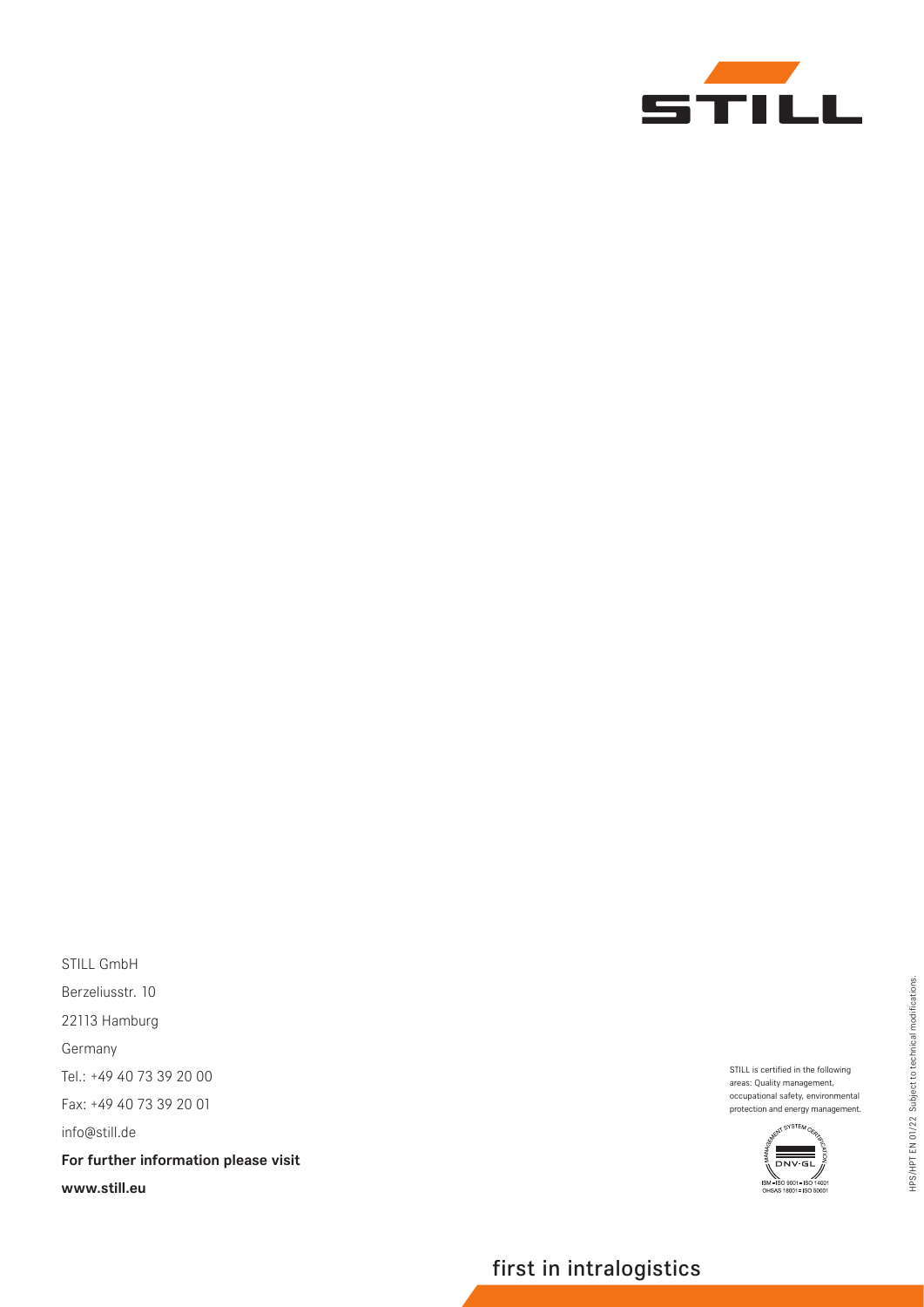STILL

STILL GmbH

Berzeliusstr. 10

22113 Hamburg

Germany

Tel.: +49 40 73 39 20 00

Fax: +49 40 73 39 20 01

info@still.de

**For further information please visit**

**www.still.eu**

STILL is certified in the following areas: Quality management, occupational safety, environmental protection and energy management.

MANAGEMENT SYSTEM CERTIFICATION

DNV·GL

ISM = ISO 9001 = ISO 14001
OHSAS 18001 = ISO 50001

HPS/HPT EN 01/22 Subject to technical modifications.

first in intralogistics